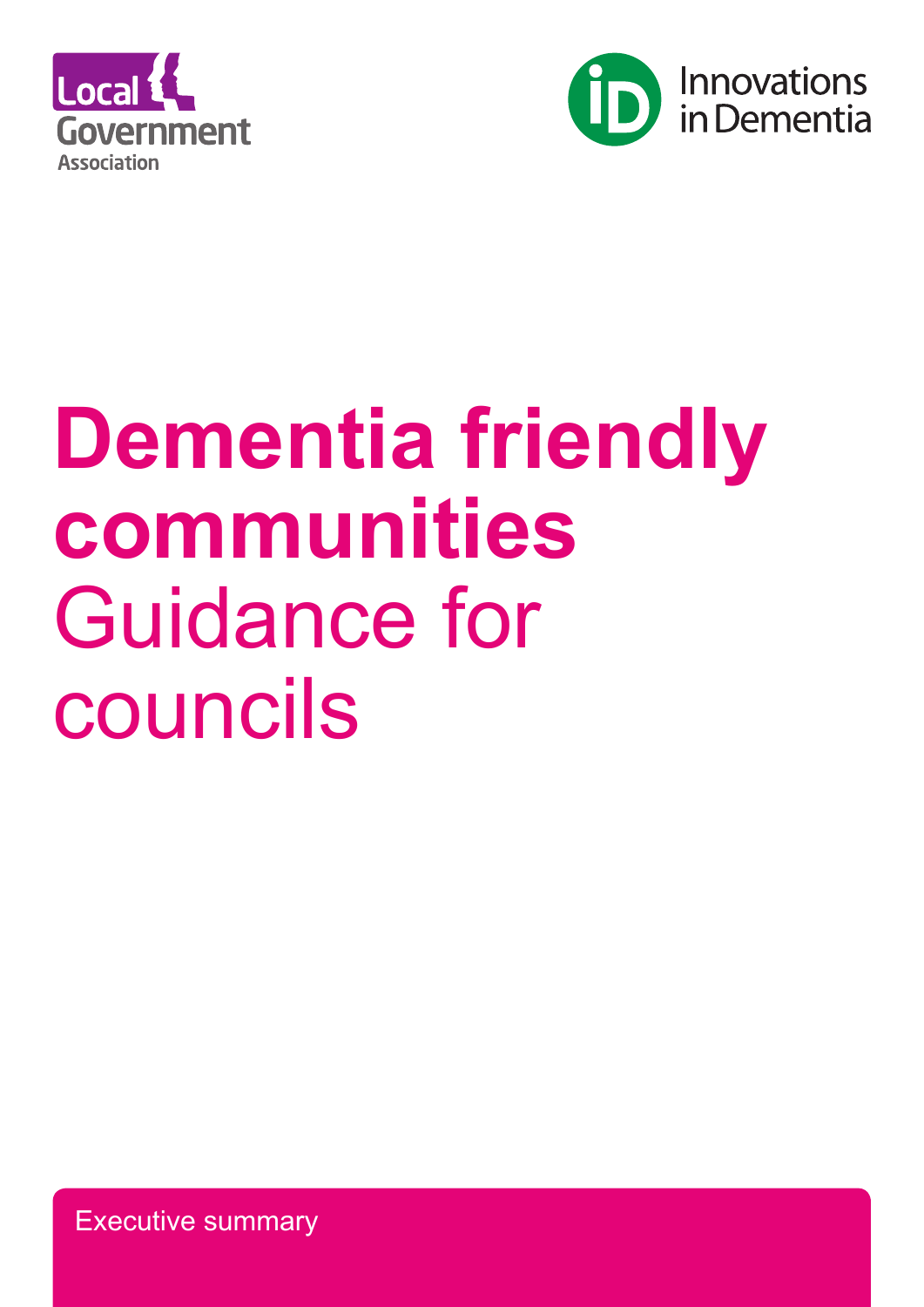Local Government Association

Innovations in Dementia

# Dementia friendly communities

Guidance for councils

Executive summary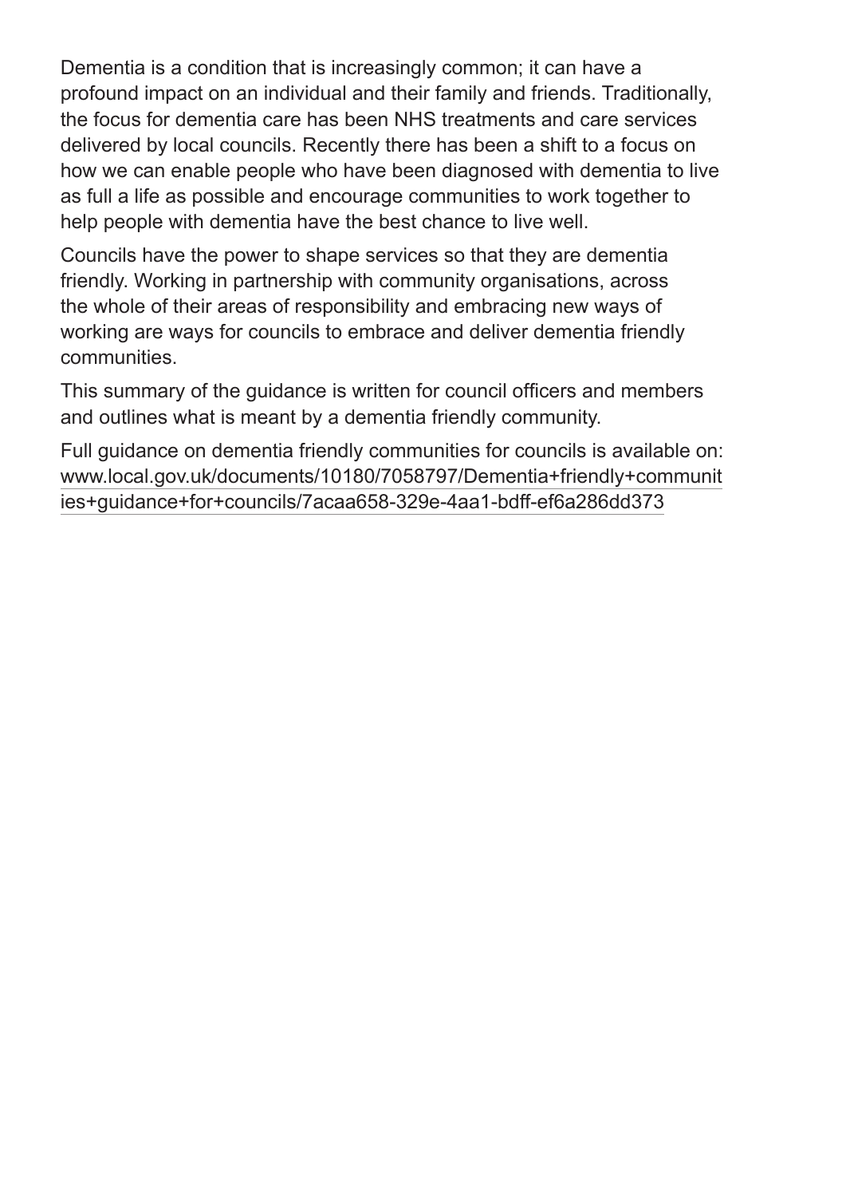Dementia is a condition that is increasingly common; it can have a profound impact on an individual and their family and friends. Traditionally, the focus for dementia care has been NHS treatments and care services delivered by local councils. Recently there has been a shift to a focus on how we can enable people who have been diagnosed with dementia to live as full a life as possible and encourage communities to work together to help people with dementia have the best chance to live well.

Councils have the power to shape services so that they are dementia friendly. Working in partnership with community organisations, across the whole of their areas of responsibility and embracing new ways of working are ways for councils to embrace and deliver dementia friendly communities.

This summary of the guidance is written for council officers and members and outlines what is meant by a dementia friendly community.

Full guidance on dementia friendly communities for councils is available on: www.local.gov.uk/documents/10180/7058797/Dementia+friendly+communities+guidance+for+councils/7acaa658-329e-4aa1-bdff-ef6a286dd373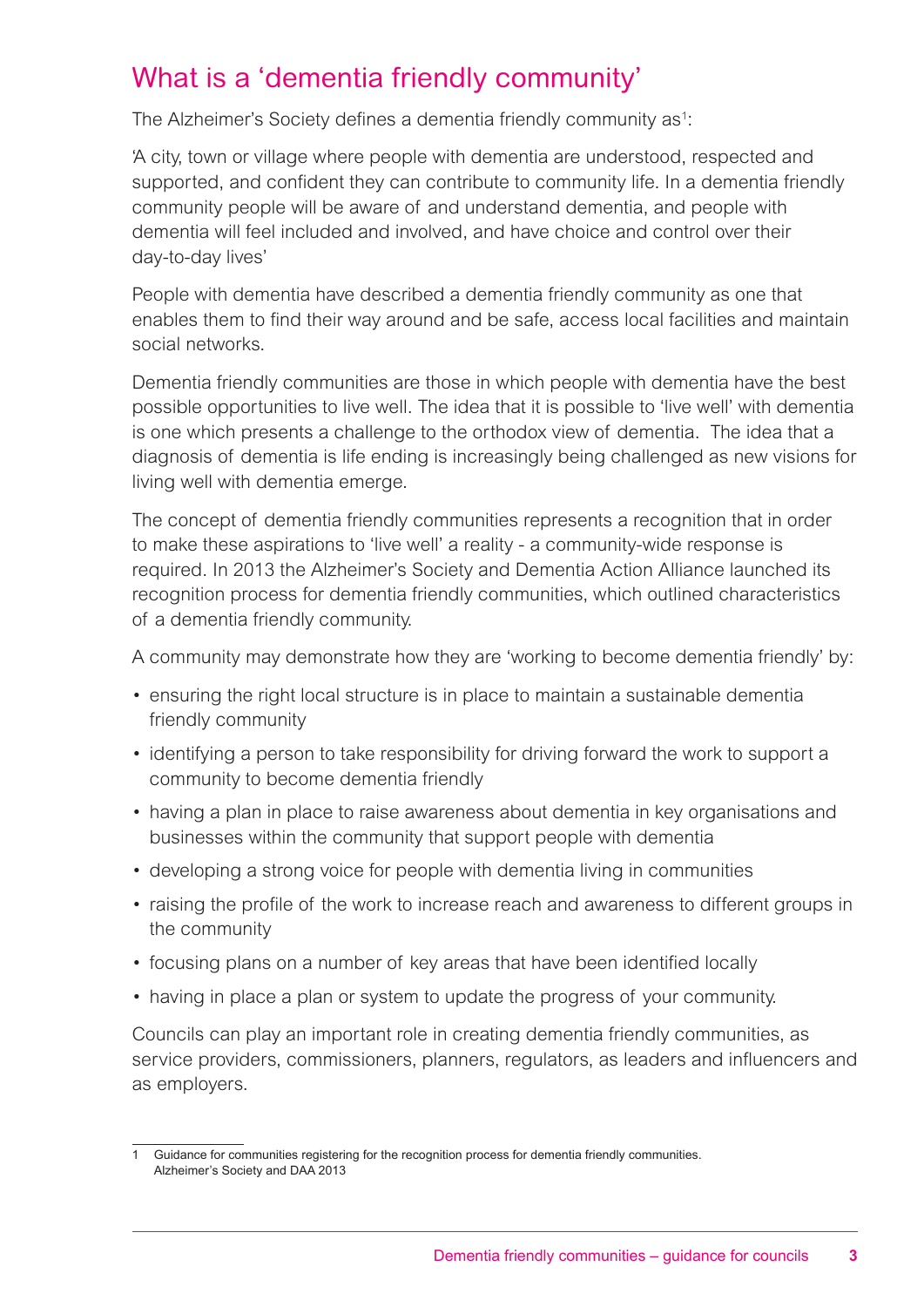## What is a 'dementia friendly community'

The Alzheimer's Society defines a dementia friendly community as[1]:

'A city, town or village where people with dementia are understood, respected and supported, and confident they can contribute to community life. In a dementia friendly community people will be aware of and understand dementia, and people with dementia will feel included and involved, and have choice and control over their day-to-day lives'

People with dementia have described a dementia friendly community as one that enables them to find their way around and be safe, access local facilities and maintain social networks.

Dementia friendly communities are those in which people with dementia have the best possible opportunities to live well. The idea that it is possible to 'live well' with dementia is one which presents a challenge to the orthodox view of dementia. The idea that a diagnosis of dementia is life ending is increasingly being challenged as new visions for living well with dementia emerge.

The concept of dementia friendly communities represents a recognition that in order to make these aspirations to 'live well' a reality - a community-wide response is required. In 2013 the Alzheimer's Society and Dementia Action Alliance launched its recognition process for dementia friendly communities, which outlined characteristics of a dementia friendly community.

A community may demonstrate how they are 'working to become dementia friendly' by:

- ensuring the right local structure is in place to maintain a sustainable dementia friendly community
- identifying a person to take responsibility for driving forward the work to support a community to become dementia friendly
- having a plan in place to raise awareness about dementia in key organisations and businesses within the community that support people with dementia
- developing a strong voice for people with dementia living in communities
- raising the profile of the work to increase reach and awareness to different groups in the community
- focusing plans on a number of key areas that have been identified locally
- having in place a plan or system to update the progress of your community.

Councils can play an important role in creating dementia friendly communities, as service providers, commissioners, planners, regulators, as leaders and influencers and as employers.

---

1 Guidance for communities registering for the recognition process for dementia friendly communities. Alzheimer's Society and DAA 2013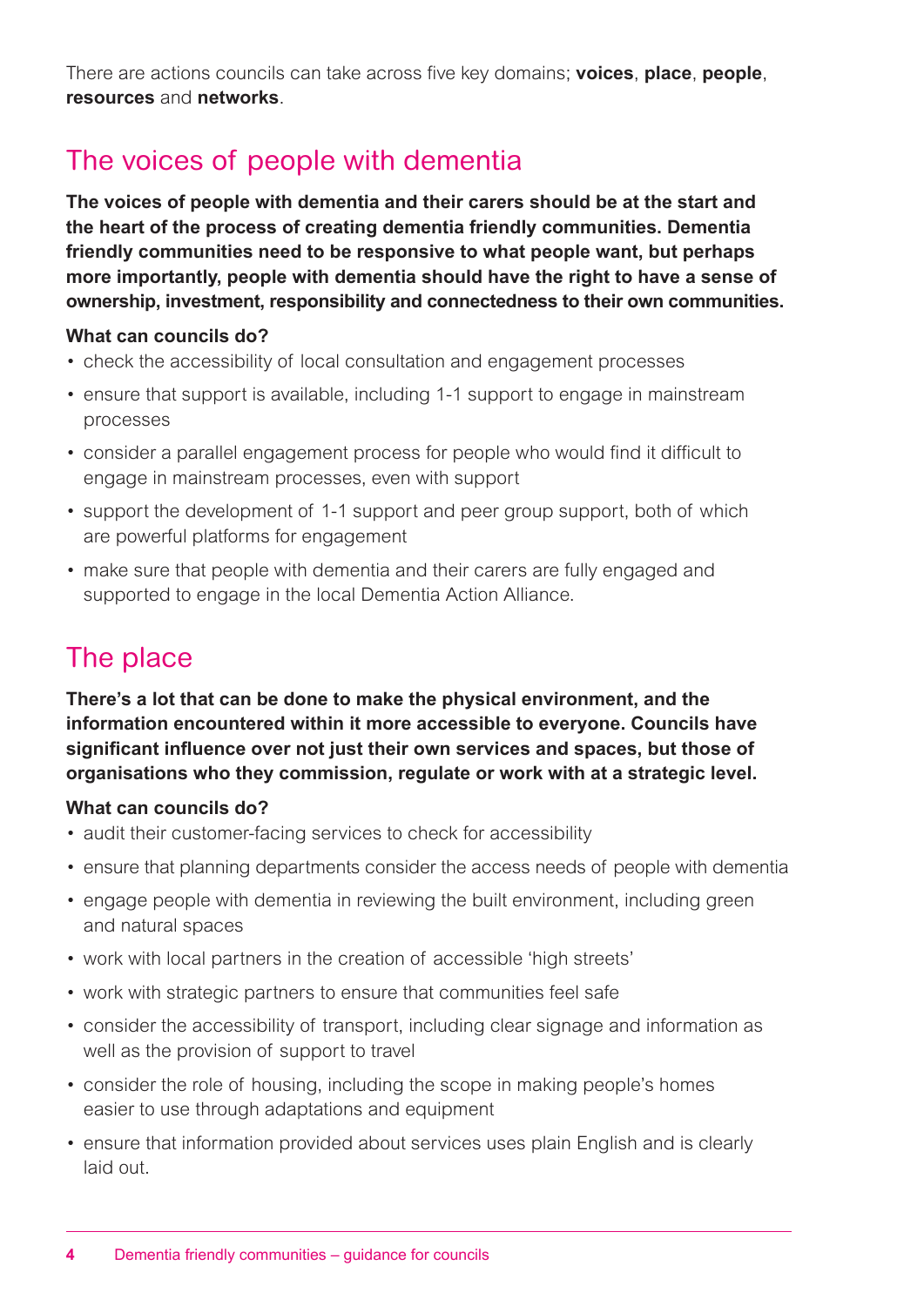There are actions councils can take across five key domains; **voices**, **place**, **people**, **resources** and **networks**.

## The voices of people with dementia

**The voices of people with dementia and their carers should be at the start and the heart of the process of creating dementia friendly communities. Dementia friendly communities need to be responsive to what people want, but perhaps more importantly, people with dementia should have the right to have a sense of ownership, investment, responsibility and connectedness to their own communities.**

**What can councils do?**

- check the accessibility of local consultation and engagement processes
- ensure that support is available, including 1-1 support to engage in mainstream processes
- consider a parallel engagement process for people who would find it difficult to engage in mainstream processes, even with support
- support the development of 1-1 support and peer group support, both of which are powerful platforms for engagement
- make sure that people with dementia and their carers are fully engaged and supported to engage in the local Dementia Action Alliance.

## The place

**There's a lot that can be done to make the physical environment, and the information encountered within it more accessible to everyone. Councils have significant influence over not just their own services and spaces, but those of organisations who they commission, regulate or work with at a strategic level.**

**What can councils do?**

- audit their customer-facing services to check for accessibility
- ensure that planning departments consider the access needs of people with dementia
- engage people with dementia in reviewing the built environment, including green and natural spaces
- work with local partners in the creation of accessible 'high streets'
- work with strategic partners to ensure that communities feel safe
- consider the accessibility of transport, including clear signage and information as well as the provision of support to travel
- consider the role of housing, including the scope in making people's homes easier to use through adaptations and equipment
- ensure that information provided about services uses plain English and is clearly laid out.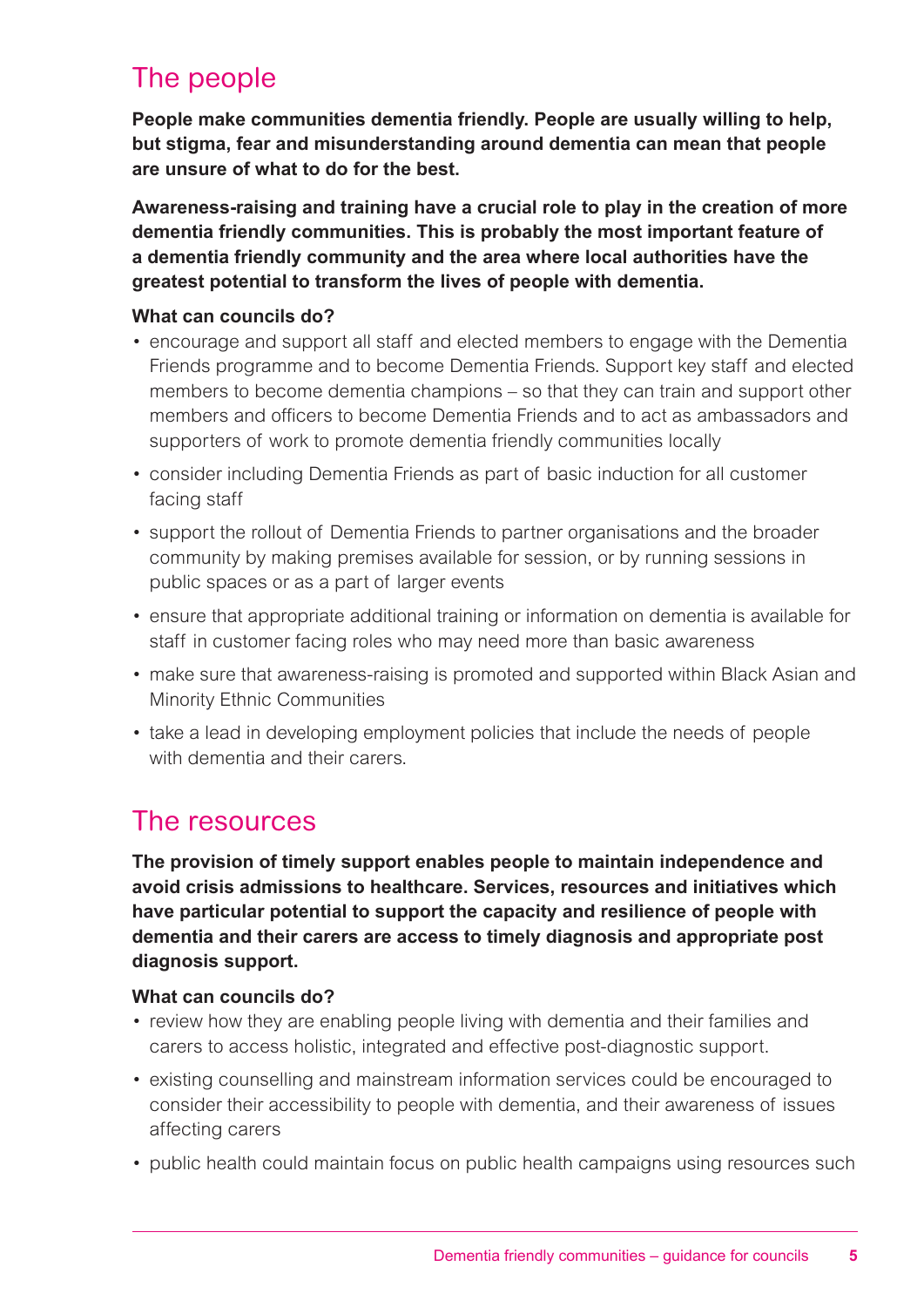## The people

**People make communities dementia friendly. People are usually willing to help, but stigma, fear and misunderstanding around dementia can mean that people are unsure of what to do for the best.**

**Awareness-raising and training have a crucial role to play in the creation of more dementia friendly communities. This is probably the most important feature of a dementia friendly community and the area where local authorities have the greatest potential to transform the lives of people with dementia.**

**What can councils do?**

- encourage and support all staff and elected members to engage with the Dementia Friends programme and to become Dementia Friends. Support key staff and elected members to become dementia champions – so that they can train and support other members and officers to become Dementia Friends and to act as ambassadors and supporters of work to promote dementia friendly communities locally
- consider including Dementia Friends as part of basic induction for all customer facing staff
- support the rollout of Dementia Friends to partner organisations and the broader community by making premises available for session, or by running sessions in public spaces or as a part of larger events
- ensure that appropriate additional training or information on dementia is available for staff in customer facing roles who may need more than basic awareness
- make sure that awareness-raising is promoted and supported within Black Asian and Minority Ethnic Communities
- take a lead in developing employment policies that include the needs of people with dementia and their carers.

## The resources

**The provision of timely support enables people to maintain independence and avoid crisis admissions to healthcare. Services, resources and initiatives which have particular potential to support the capacity and resilience of people with dementia and their carers are access to timely diagnosis and appropriate post diagnosis support.**

**What can councils do?**

- review how they are enabling people living with dementia and their families and carers to access holistic, integrated and effective post-diagnostic support.
- existing counselling and mainstream information services could be encouraged to consider their accessibility to people with dementia, and their awareness of issues affecting carers
- public health could maintain focus on public health campaigns using resources such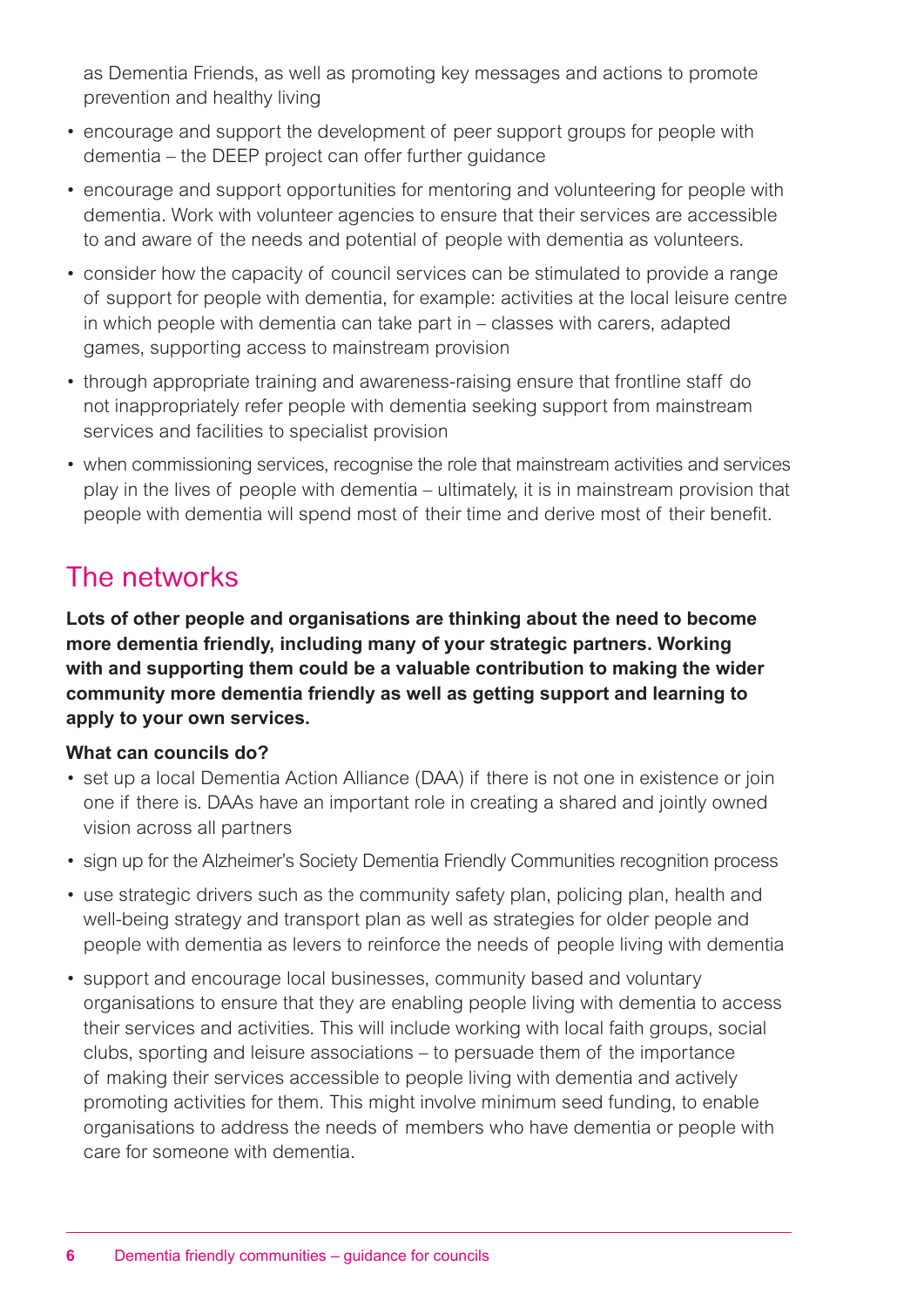as Dementia Friends, as well as promoting key messages and actions to promote prevention and healthy living

- encourage and support the development of peer support groups for people with dementia – the DEEP project can offer further guidance
- encourage and support opportunities for mentoring and volunteering for people with dementia. Work with volunteer agencies to ensure that their services are accessible to and aware of the needs and potential of people with dementia as volunteers.
- consider how the capacity of council services can be stimulated to provide a range of support for people with dementia, for example: activities at the local leisure centre in which people with dementia can take part in – classes with carers, adapted games, supporting access to mainstream provision
- through appropriate training and awareness-raising ensure that frontline staff do not inappropriately refer people with dementia seeking support from mainstream services and facilities to specialist provision
- when commissioning services, recognise the role that mainstream activities and services play in the lives of people with dementia – ultimately, it is in mainstream provision that people with dementia will spend most of their time and derive most of their benefit.

## The networks

**Lots of other people and organisations are thinking about the need to become more dementia friendly, including many of your strategic partners. Working with and supporting them could be a valuable contribution to making the wider community more dementia friendly as well as getting support and learning to apply to your own services.**

**What can councils do?**

- set up a local Dementia Action Alliance (DAA) if there is not one in existence or join one if there is. DAAs have an important role in creating a shared and jointly owned vision across all partners
- sign up for the Alzheimer's Society Dementia Friendly Communities recognition process
- use strategic drivers such as the community safety plan, policing plan, health and well-being strategy and transport plan as well as strategies for older people and people with dementia as levers to reinforce the needs of people living with dementia
- support and encourage local businesses, community based and voluntary organisations to ensure that they are enabling people living with dementia to access their services and activities. This will include working with local faith groups, social clubs, sporting and leisure associations – to persuade them of the importance of making their services accessible to people living with dementia and actively promoting activities for them. This might involve minimum seed funding, to enable organisations to address the needs of members who have dementia or people with care for someone with dementia.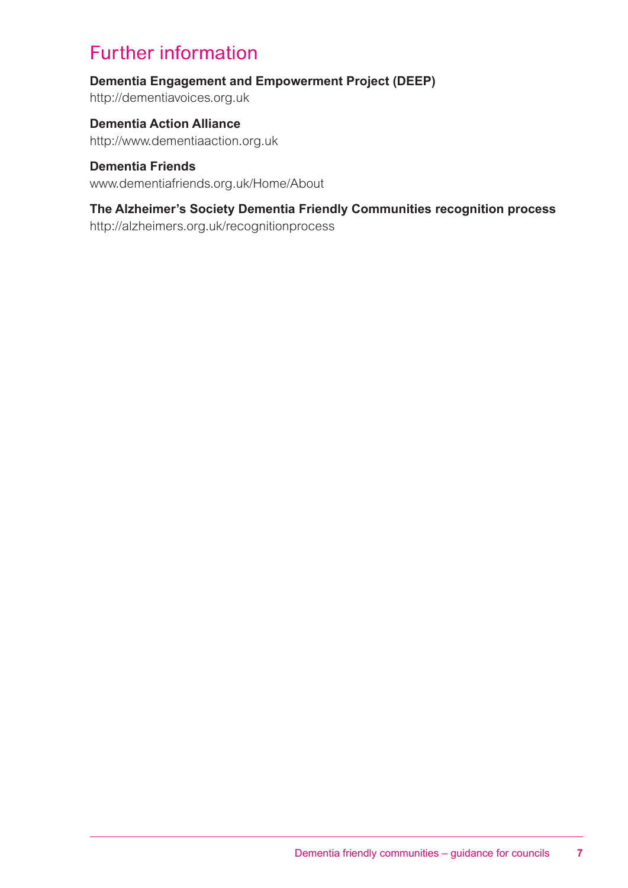# Further information

**Dementia Engagement and Empowerment Project (DEEP)**
http://dementiavoices.org.uk

**Dementia Action Alliance**
http://www.dementiaaction.org.uk

**Dementia Friends**
www.dementiafriends.org.uk/Home/About

**The Alzheimer's Society Dementia Friendly Communities recognition process**
http://alzheimers.org.uk/recognitionprocess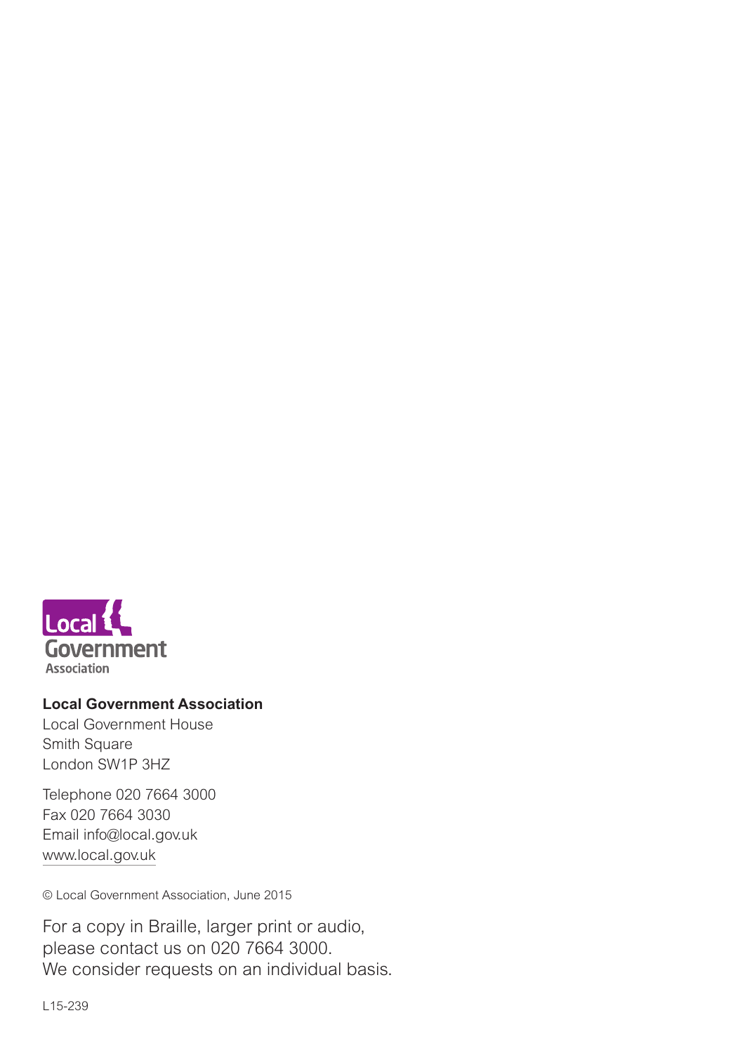Local Government Association

**Local Government Association**
Local Government House
Smith Square
London SW1P 3HZ

Telephone 020 7664 3000
Fax 020 7664 3030
Email info@local.gov.uk
www.local.gov.uk

© Local Government Association, June 2015

For a copy in Braille, larger print or audio, please contact us on 020 7664 3000. We consider requests on an individual basis.

L15-239